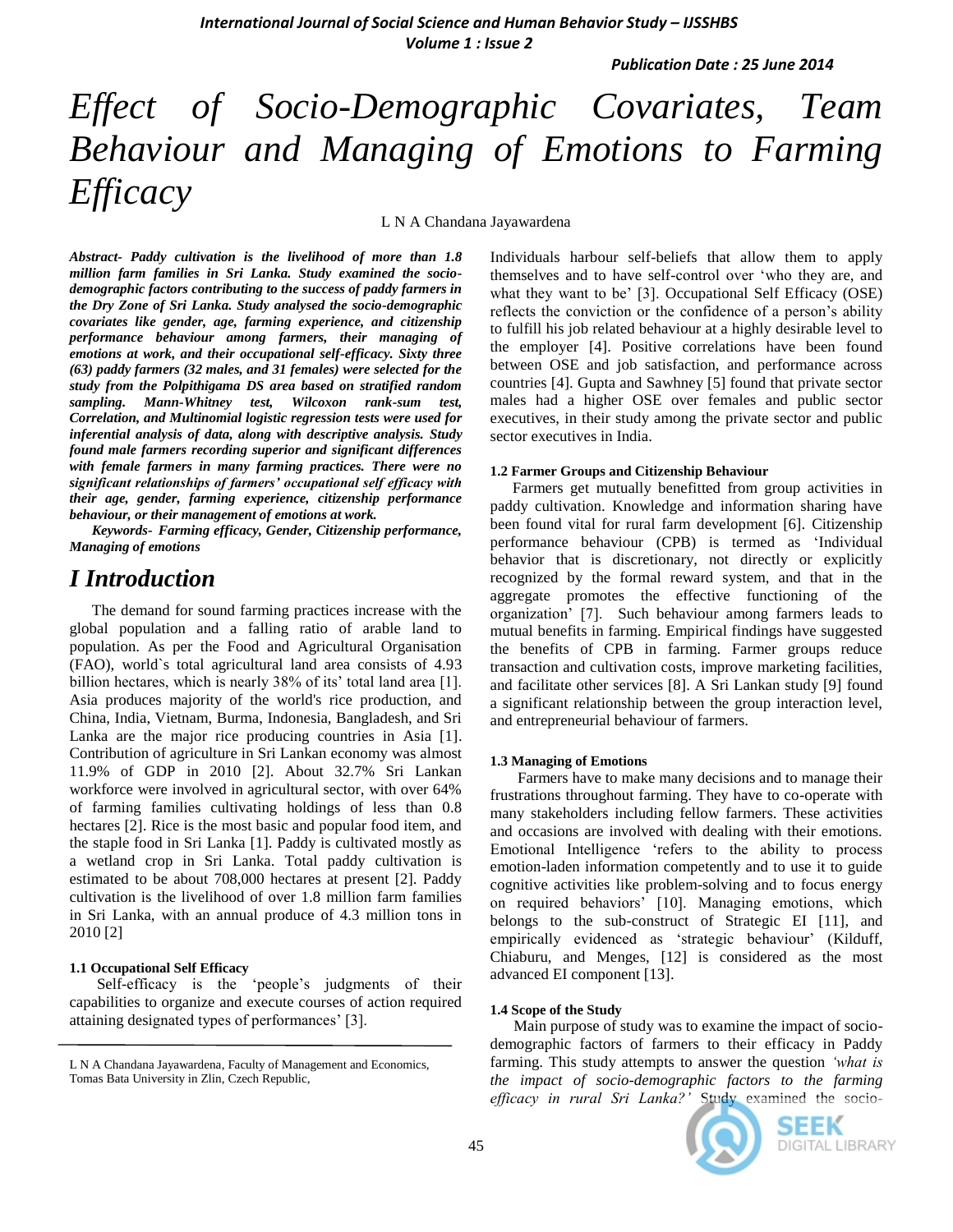# Effect of Socio-Demographic Covariates, Team Behaviour and Managing of Emotions to Farming Efficacy

L N A Chandana Jayawardena

***Abstract-** Paddy cultivation is the livelihood of more than 1.8 million farm families in Sri Lanka. Study examined the socio-demographic factors contributing to the success of paddy farmers in the Dry Zone of Sri Lanka. Study analysed the socio-demographic covariates like gender, age, farming experience, and citizenship performance behaviour among farmers, their managing of emotions at work, and their occupational self-efficacy. Sixty three (63) paddy farmers (32 males, and 31 females) were selected for the study from the Polpithigama DS area based on stratified random sampling. Mann-Whitney test, Wilcoxon rank-sum test, Correlation, and Multinomial logistic regression tests were used for inferential analysis of data, along with descriptive analysis. Study found male farmers recording superior and significant differences with female farmers in many farming practices. There were no significant relationships of farmers' occupational self efficacy with their age, gender, farming experience, citizenship performance behaviour, or their management of emotions at work.*

***Keywords-** Farming efficacy, Gender, Citizenship performance, Managing of emotions*

## I Introduction

The demand for sound farming practices increase with the global population and a falling ratio of arable land to population. As per the Food and Agricultural Organisation (FAO), world`s total agricultural land area consists of 4.93 billion hectares, which is nearly 38% of its' total land area [1]. Asia produces majority of the world's rice production, and China, India, Vietnam, Burma, Indonesia, Bangladesh, and Sri Lanka are the major rice producing countries in Asia [1]. Contribution of agriculture in Sri Lankan economy was almost 11.9% of GDP in 2010 [2]. About 32.7% Sri Lankan workforce were involved in agricultural sector, with over 64% of farming families cultivating holdings of less than 0.8 hectares [2]. Rice is the most basic and popular food item, and the staple food in Sri Lanka [1]. Paddy is cultivated mostly as a wetland crop in Sri Lanka. Total paddy cultivation is estimated to be about 708,000 hectares at present [2]. Paddy cultivation is the livelihood of over 1.8 million farm families in Sri Lanka, with an annual produce of 4.3 million tons in 2010 [2]

### 1.1 Occupational Self Efficacy

Self-efficacy is the 'people's judgments of their capabilities to organize and execute courses of action required attaining designated types of performances' [3]. Individuals harbour self-beliefs that allow them to apply themselves and to have self-control over 'who they are, and what they want to be' [3]. Occupational Self Efficacy (OSE) reflects the conviction or the confidence of a person's ability to fulfill his job related behaviour at a highly desirable level to the employer [4]. Positive correlations have been found between OSE and job satisfaction, and performance across countries [4]. Gupta and Sawhney [5] found that private sector males had a higher OSE over females and public sector executives, in their study among the private sector and public sector executives in India.

### 1.2 Farmer Groups and Citizenship Behaviour

Farmers get mutually benefitted from group activities in paddy cultivation. Knowledge and information sharing have been found vital for rural farm development [6]. Citizenship performance behaviour (CPB) is termed as 'Individual behavior that is discretionary, not directly or explicitly recognized by the formal reward system, and that in the aggregate promotes the effective functioning of the organization' [7]. Such behaviour among farmers leads to mutual benefits in farming. Empirical findings have suggested the benefits of CPB in farming. Farmer groups reduce transaction and cultivation costs, improve marketing facilities, and facilitate other services [8]. A Sri Lankan study [9] found a significant relationship between the group interaction level, and entrepreneurial behaviour of farmers.

### 1.3 Managing of Emotions

Farmers have to make many decisions and to manage their frustrations throughout farming. They have to co-operate with many stakeholders including fellow farmers. These activities and occasions are involved with dealing with their emotions. Emotional Intelligence 'refers to the ability to process emotion-laden information competently and to use it to guide cognitive activities like problem-solving and to focus energy on required behaviors' [10]. Managing emotions, which belongs to the sub-construct of Strategic EI [11], and empirically evidenced as 'strategic behaviour' (Kilduff, Chiaburu, and Menges, [12] is considered as the most advanced EI component [13].

### 1.4 Scope of the Study

Main purpose of study was to examine the impact of socio-demographic factors of farmers to their efficacy in Paddy farming. This study attempts to answer the question *'what is the impact of socio-demographic factors to the farming efficacy in rural Sri Lanka?'* Study examined the socio-

L N A Chandana Jayawardena, Faculty of Management and Economics, Tomas Bata University in Zlin, Czech Republic,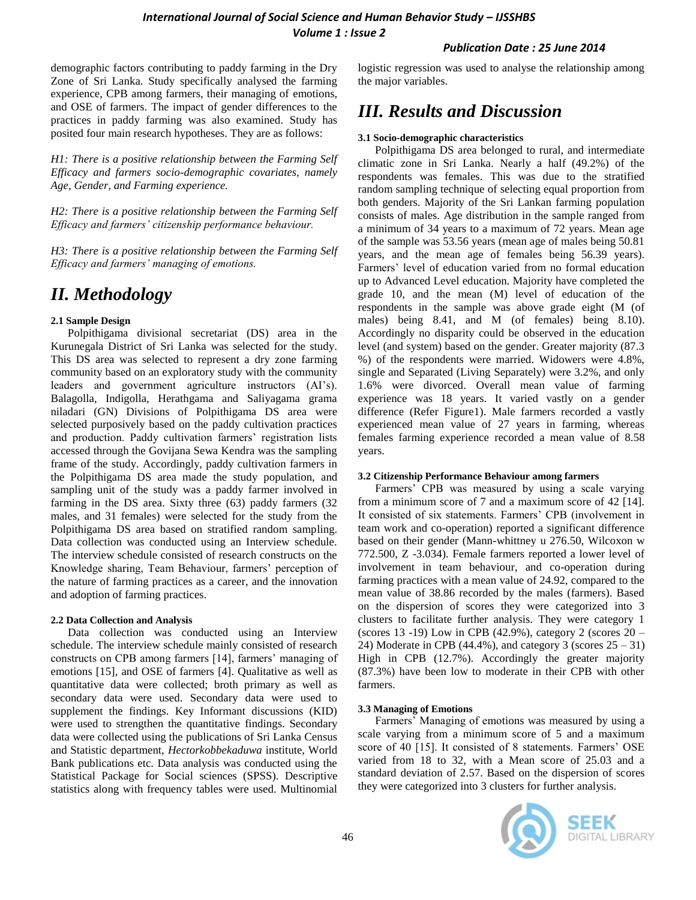demographic factors contributing to paddy farming in the Dry Zone of Sri Lanka. Study specifically analysed the farming experience, CPB among farmers, their managing of emotions, and OSE of farmers. The impact of gender differences to the practices in paddy farming was also examined. Study has posited four main research hypotheses. They are as follows:

*H1: There is a positive relationship between the Farming Self Efficacy and farmers socio-demographic covariates, namely Age, Gender, and Farming experience.*

*H2: There is a positive relationship between the Farming Self Efficacy and farmers' citizenship performance behaviour.*

*H3: There is a positive relationship between the Farming Self Efficacy and farmers' managing of emotions.*

# II. Methodology

### 2.1 Sample Design

Polpithigama divisional secretariat (DS) area in the Kurunegala District of Sri Lanka was selected for the study. This DS area was selected to represent a dry zone farming community based on an exploratory study with the community leaders and government agriculture instructors (AI's). Balagolla, Indigolla, Herathgama and Saliyagama grama niladari (GN) Divisions of Polpithigama DS area were selected purposively based on the paddy cultivation practices and production. Paddy cultivation farmers' registration lists accessed through the Govijana Sewa Kendra was the sampling frame of the study. Accordingly, paddy cultivation farmers in the Polpithigama DS area made the study population, and sampling unit of the study was a paddy farmer involved in farming in the DS area. Sixty three (63) paddy farmers (32 males, and 31 females) were selected for the study from the Polpithigama DS area based on stratified random sampling. Data collection was conducted using an Interview schedule. The interview schedule consisted of research constructs on the Knowledge sharing, Team Behaviour, farmers' perception of the nature of farming practices as a career, and the innovation and adoption of farming practices.

### 2.2 Data Collection and Analysis

Data collection was conducted using an Interview schedule. The interview schedule mainly consisted of research constructs on CPB among farmers [14], farmers' managing of emotions [15], and OSE of farmers [4]. Qualitative as well as quantitative data were collected; broth primary as well as secondary data were used. Secondary data were used to supplement the findings. Key Informant discussions (KID) were used to strengthen the quantitative findings. Secondary data were collected using the publications of Sri Lanka Census and Statistic department, *Hectorkobbekaduwa* institute, World Bank publications etc. Data analysis was conducted using the Statistical Package for Social sciences (SPSS). Descriptive statistics along with frequency tables were used. Multinomial logistic regression was used to analyse the relationship among the major variables.

# III. Results and Discussion

### 3.1 Socio-demographic characteristics

Polpithigama DS area belonged to rural, and intermediate climatic zone in Sri Lanka. Nearly a half (49.2%) of the respondents was females. This was due to the stratified random sampling technique of selecting equal proportion from both genders. Majority of the Sri Lankan farming population consists of males. Age distribution in the sample ranged from a minimum of 34 years to a maximum of 72 years. Mean age of the sample was 53.56 years (mean age of males being 50.81 years, and the mean age of females being 56.39 years). Farmers' level of education varied from no formal education up to Advanced Level education. Majority have completed the grade 10, and the mean (M) level of education of the respondents in the sample was above grade eight (M (of males) being 8.41, and M (of females) being 8.10). Accordingly no disparity could be observed in the education level (and system) based on the gender. Greater majority (87.3 %) of the respondents were married. Widowers were 4.8%, single and Separated (Living Separately) were 3.2%, and only 1.6% were divorced. Overall mean value of farming experience was 18 years. It varied vastly on a gender difference (Refer Figure1). Male farmers recorded a vastly experienced mean value of 27 years in farming, whereas females farming experience recorded a mean value of 8.58 years.

### 3.2 Citizenship Performance Behaviour among farmers

Farmers' CPB was measured by using a scale varying from a minimum score of 7 and a maximum score of 42 [14]. It consisted of six statements. Farmers' CPB (involvement in team work and co-operation) reported a significant difference based on their gender (Mann-whittney u 276.50, Wilcoxon w 772.500, Z -3.034). Female farmers reported a lower level of involvement in team behaviour, and co-operation during farming practices with a mean value of 24.92, compared to the mean value of 38.86 recorded by the males (farmers). Based on the dispersion of scores they were categorized into 3 clusters to facilitate further analysis. They were category 1 (scores 13 -19) Low in CPB (42.9%), category 2 (scores 20 – 24) Moderate in CPB (44.4%), and category 3 (scores 25 – 31) High in CPB (12.7%). Accordingly the greater majority (87.3%) have been low to moderate in their CPB with other farmers.

### 3.3 Managing of Emotions

Farmers' Managing of emotions was measured by using a scale varying from a minimum score of 5 and a maximum score of 40 [15]. It consisted of 8 statements. Farmers' OSE varied from 18 to 32, with a Mean score of 25.03 and a standard deviation of 2.57. Based on the dispersion of scores they were categorized into 3 clusters for further analysis.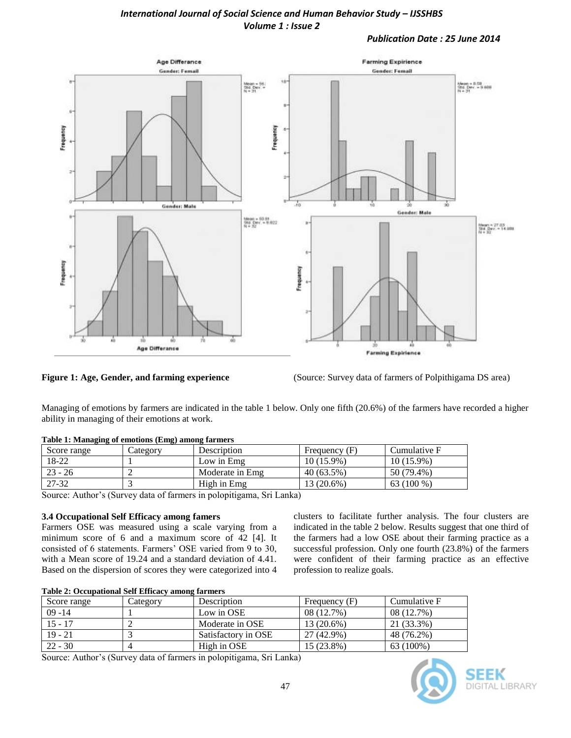Age Differance

Gender: Femail

Mean = 56.
Std. Dev. =
N = 31

Frequency

Gender: Male

Mean = 50.81
Std. Dev. = 9.822
N = 32

Age Differance

Farming Expirience

Gender: Femail

Mean = 8.58
Std. Dev. = 9.688
N = 31

Gender: Male

Mean = 27.03
Std. Dev. = 14.988
N = 32

Farming Expirience

**Figure 1: Age, Gender, and farming experience** (Source: Survey data of farmers of Polpithigama DS area)

Managing of emotions by farmers are indicated in the table 1 below. Only one fifth (20.6%) of the farmers have recorded a higher ability in managing of their emotions at work.

**Table 1: Managing of emotions (Emg) among farmers**

| Score range | Category | Description | Frequency (F) | Cumulative F |
|---|---|---|---|---|
| 18-22 | 1 | Low in Emg | 10 (15.9%) | 10 (15.9%) |
| 23 - 26 | 2 | Moderate in Emg | 40 (63.5%) | 50 (79.4%) |
| 27-32 | 3 | High in Emg | 13 (20.6%) | 63 (100 %) |

Source: Author's (Survey data of farmers in polopitigama, Sri Lanka)

### 3.4 Occupational Self Efficacy among famers

Farmers OSE was measured using a scale varying from a minimum score of 6 and a maximum score of 42 [4]. It consisted of 6 statements. Farmers' OSE varied from 9 to 30, with a Mean score of 19.24 and a standard deviation of 4.41. Based on the dispersion of scores they were categorized into 4 clusters to facilitate further analysis. The four clusters are indicated in the table 2 below. Results suggest that one third of the farmers had a low OSE about their farming practice as a successful profession. Only one fourth (23.8%) of the farmers were confident of their farming practice as an effective profession to realize goals.

**Table 2: Occupational Self Efficacy among farmers**

| Score range | Category | Description | Frequency (F) | Cumulative F |
|---|---|---|---|---|
| 09 -14 | 1 | Low in OSE | 08 (12.7%) | 08 (12.7%) |
| 15 - 17 | 2 | Moderate in OSE | 13 (20.6%) | 21 (33.3%) |
| 19 - 21 | 3 | Satisfactory in OSE | 27 (42.9%) | 48 (76.2%) |
| 22 - 30 | 4 | High in OSE | 15 (23.8%) | 63 (100%) |

Source: Author's (Survey data of farmers in polopitigama, Sri Lanka)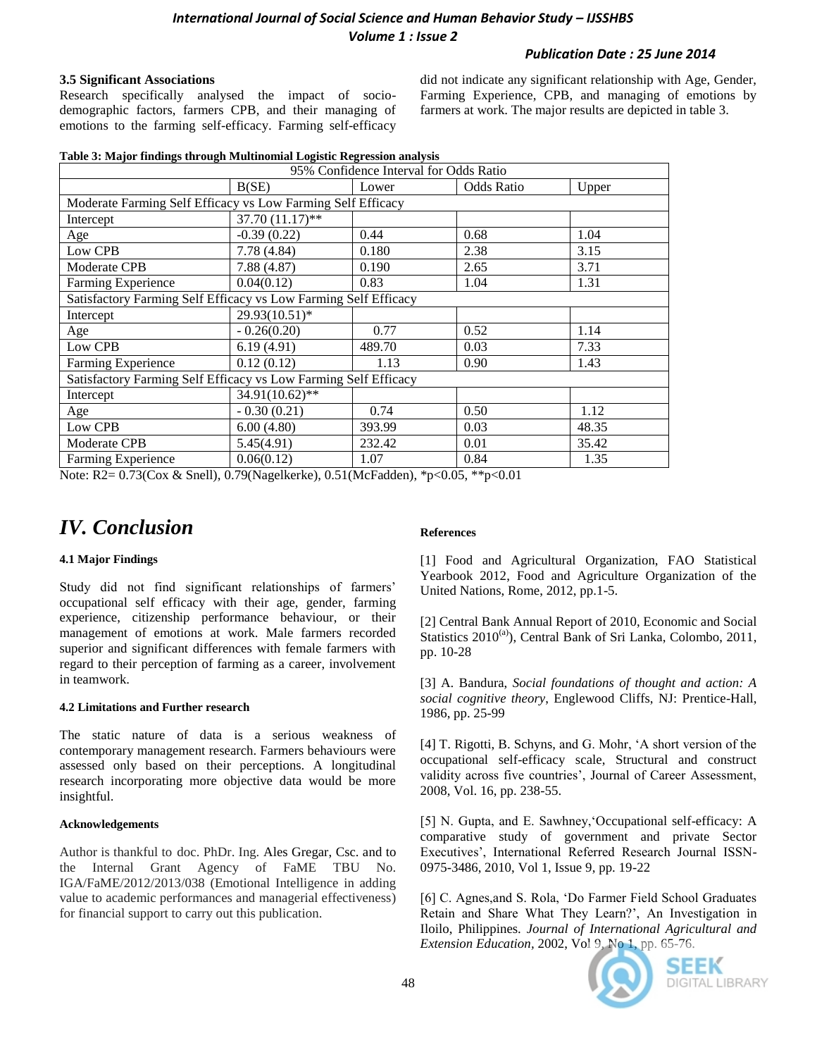### 3.5 Significant Associations

Research specifically analysed the impact of socio-demographic factors, farmers CPB, and their managing of emotions to the farming self-efficacy. Farming self-efficacy did not indicate any significant relationship with Age, Gender, Farming Experience, CPB, and managing of emotions by farmers at work. The major results are depicted in table 3.

**Table 3: Major findings through Multinomial Logistic Regression analysis**

| | | 95% Confidence Interval for Odds Ratio | | |
|---|---|---|---|---|
| | B(SE) | Lower | Odds Ratio | Upper |
| Moderate Farming Self Efficacy vs Low Farming Self Efficacy | | | | |
| Intercept | 37.70 (11.17)** | | | |
| Age | -0.39 (0.22) | 0.44 | 0.68 | 1.04 |
| Low CPB | 7.78 (4.84) | 0.180 | 2.38 | 3.15 |
| Moderate CPB | 7.88 (4.87) | 0.190 | 2.65 | 3.71 |
| Farming Experience | 0.04(0.12) | 0.83 | 1.04 | 1.31 |
| Satisfactory Farming Self Efficacy vs Low Farming Self Efficacy | | | | |
| Intercept | 29.93(10.51)* | | | |
| Age | - 0.26(0.20) | 0.77 | 0.52 | 1.14 |
| Low CPB | 6.19 (4.91) | 489.70 | 0.03 | 7.33 |
| Farming Experience | 0.12 (0.12) | 1.13 | 0.90 | 1.43 |
| Satisfactory Farming Self Efficacy vs Low Farming Self Efficacy | | | | |
| Intercept | 34.91(10.62)** | | | |
| Age | - 0.30 (0.21) | 0.74 | 0.50 | 1.12 |
| Low CPB | 6.00 (4.80) | 393.99 | 0.03 | 48.35 |
| Moderate CPB | 5.45(4.91) | 232.42 | 0.01 | 35.42 |
| Farming Experience | 0.06(0.12) | 1.07 | 0.84 | 1.35 |

Note: R2= 0.73(Cox & Snell), 0.79(Nagelkerke), 0.51(McFadden), *p<0.05, **p<0.01

# IV. Conclusion

#### 4.1 Major Findings

Study did not find significant relationships of farmers' occupational self efficacy with their age, gender, farming experience, citizenship performance behaviour, or their management of emotions at work. Male farmers recorded superior and significant differences with female farmers with regard to their perception of farming as a career, involvement in teamwork.

#### 4.2 Limitations and Further research

The static nature of data is a serious weakness of contemporary management research. Farmers behaviours were assessed only based on their perceptions. A longitudinal research incorporating more objective data would be more insightful.

#### Acknowledgements

Author is thankful to doc. PhDr. Ing. Ales Gregar, Csc. and to the Internal Grant Agency of FaME TBU No. IGA/FaME/2012/2013/038 (Emotional Intelligence in adding value to academic performances and managerial effectiveness) for financial support to carry out this publication.

#### References

[1] Food and Agricultural Organization, FAO Statistical Yearbook 2012, Food and Agriculture Organization of the United Nations, Rome, 2012, pp.1-5.

[2] Central Bank Annual Report of 2010, Economic and Social Statistics 2010[(a)]), Central Bank of Sri Lanka, Colombo, 2011, pp. 10-28

[3] A. Bandura, *Social foundations of thought and action: A social cognitive theory*, Englewood Cliffs, NJ: Prentice-Hall, 1986, pp. 25-99

[4] T. Rigotti, B. Schyns, and G. Mohr, 'A short version of the occupational self-efficacy scale, Structural and construct validity across five countries', Journal of Career Assessment, 2008, Vol. 16, pp. 238-55.

[5] N. Gupta, and E. Sawhney,'Occupational self-efficacy: A comparative study of government and private Sector Executives', International Referred Research Journal ISSN-0975-3486, 2010, Vol 1, Issue 9, pp. 19-22

[6] C. Agnes,and S. Rola, 'Do Farmer Field School Graduates Retain and Share What They Learn?', An Investigation in Iloilo, Philippines. *Journal of International Agricultural and Extension Education*, 2002, Vol 9, No 1, pp. 65-76.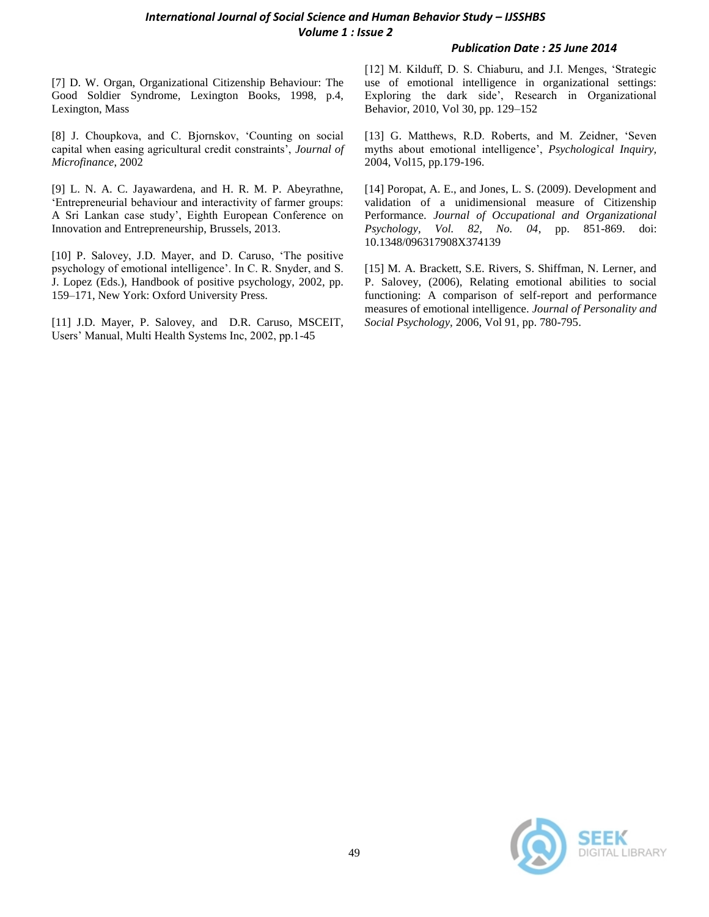[7] D. W. Organ, Organizational Citizenship Behaviour: The Good Soldier Syndrome, Lexington Books, 1998, p.4, Lexington, Mass

[8] J. Choupkova, and C. Bjornskov, 'Counting on social capital when easing agricultural credit constraints', *Journal of Microfinance*, 2002

[9] L. N. A. C. Jayawardena, and H. R. M. P. Abeyrathne, 'Entrepreneurial behaviour and interactivity of farmer groups: A Sri Lankan case study', Eighth European Conference on Innovation and Entrepreneurship, Brussels, 2013.

[10] P. Salovey, J.D. Mayer, and D. Caruso, 'The positive psychology of emotional intelligence'. In C. R. Snyder, and S. J. Lopez (Eds.), Handbook of positive psychology, 2002, pp. 159–171, New York: Oxford University Press.

[11] J.D. Mayer, P. Salovey, and D.R. Caruso, MSCEIT, Users' Manual, Multi Health Systems Inc, 2002, pp.1-45

[12] M. Kilduff, D. S. Chiaburu, and J.I. Menges, 'Strategic use of emotional intelligence in organizational settings: Exploring the dark side', Research in Organizational Behavior, 2010, Vol 30, pp. 129–152

[13] G. Matthews, R.D. Roberts, and M. Zeidner, 'Seven myths about emotional intelligence', *Psychological Inquiry*, 2004, Vol15, pp.179-196.

[14] Poropat, A. E., and Jones, L. S. (2009). Development and validation of a unidimensional measure of Citizenship Performance. *Journal of Occupational and Organizational Psychology, Vol. 82, No. 04*, pp. 851-869. doi: 10.1348/096317908X374139

[15] M. A. Brackett, S.E. Rivers, S. Shiffman, N. Lerner, and P. Salovey, (2006), Relating emotional abilities to social functioning: A comparison of self-report and performance measures of emotional intelligence. *Journal of Personality and Social Psychology*, 2006, Vol 91, pp. 780-795.